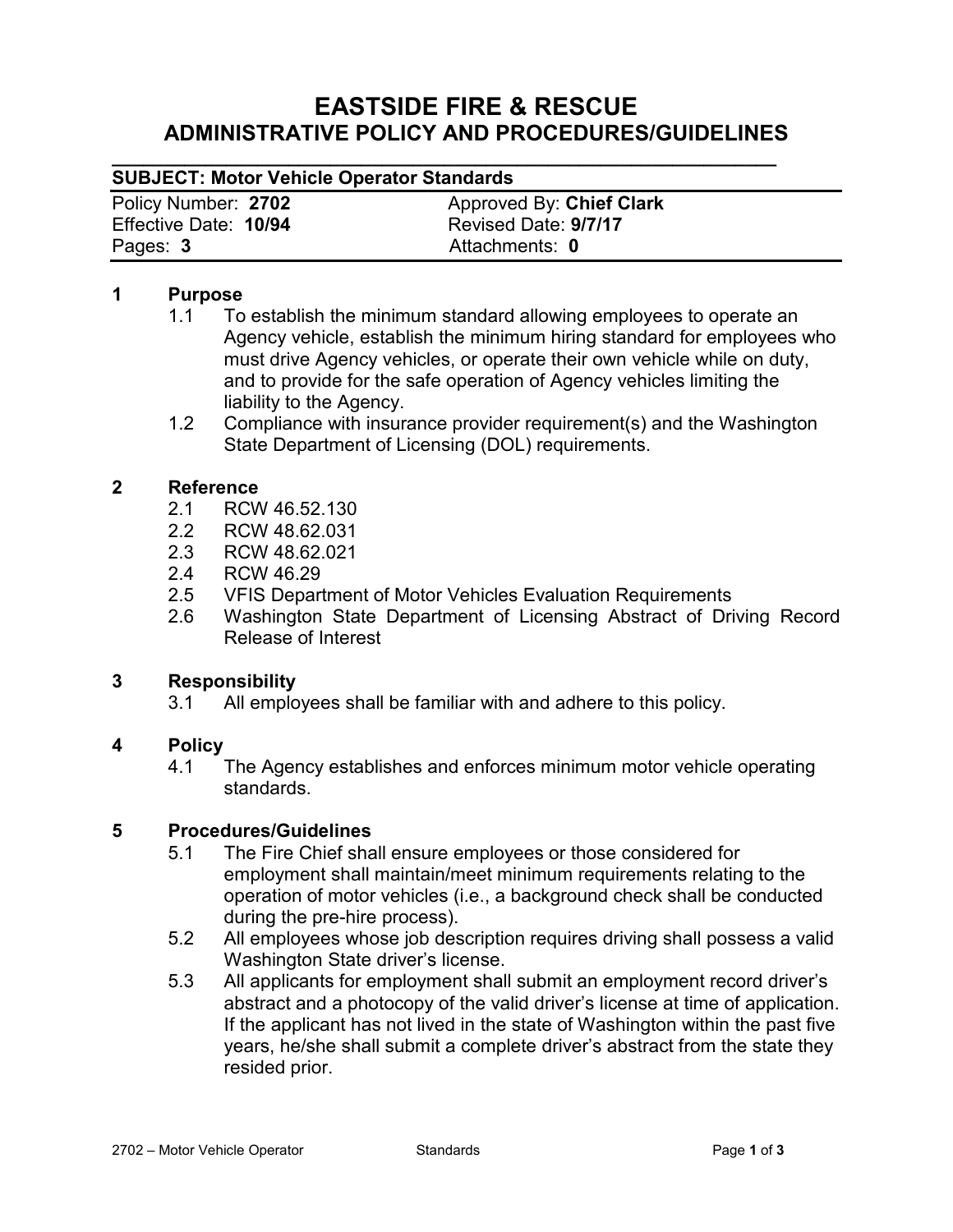# EASTSIDE FIRE & RESCUE
## ADMINISTRATIVE POLICY AND PROCEDURES/GUIDELINES

**SUBJECT: Motor Vehicle Operator Standards**

| Policy Number: **2702** | Approved By: **Chief Clark** |
|---|---|
| Effective Date: **10/94** | Revised Date: **9/7/17** |
| Pages: **3** | Attachments: **0** |

**1 Purpose**

1.1 To establish the minimum standard allowing employees to operate an Agency vehicle, establish the minimum hiring standard for employees who must drive Agency vehicles, or operate their own vehicle while on duty, and to provide for the safe operation of Agency vehicles limiting the liability to the Agency.

1.2 Compliance with insurance provider requirement(s) and the Washington State Department of Licensing (DOL) requirements.

**2 Reference**

2.1 RCW 46.52.130

2.2 RCW 48.62.031

2.3 RCW 48.62.021

2.4 RCW 46.29

2.5 VFIS Department of Motor Vehicles Evaluation Requirements

2.6 Washington State Department of Licensing Abstract of Driving Record Release of Interest

**3 Responsibility**

3.1 All employees shall be familiar with and adhere to this policy.

**4 Policy**

4.1 The Agency establishes and enforces minimum motor vehicle operating standards.

**5 Procedures/Guidelines**

5.1 The Fire Chief shall ensure employees or those considered for employment shall maintain/meet minimum requirements relating to the operation of motor vehicles (i.e., a background check shall be conducted during the pre-hire process).

5.2 All employees whose job description requires driving shall possess a valid Washington State driver's license.

5.3 All applicants for employment shall submit an employment record driver's abstract and a photocopy of the valid driver's license at time of application. If the applicant has not lived in the state of Washington within the past five years, he/she shall submit a complete driver's abstract from the state they resided prior.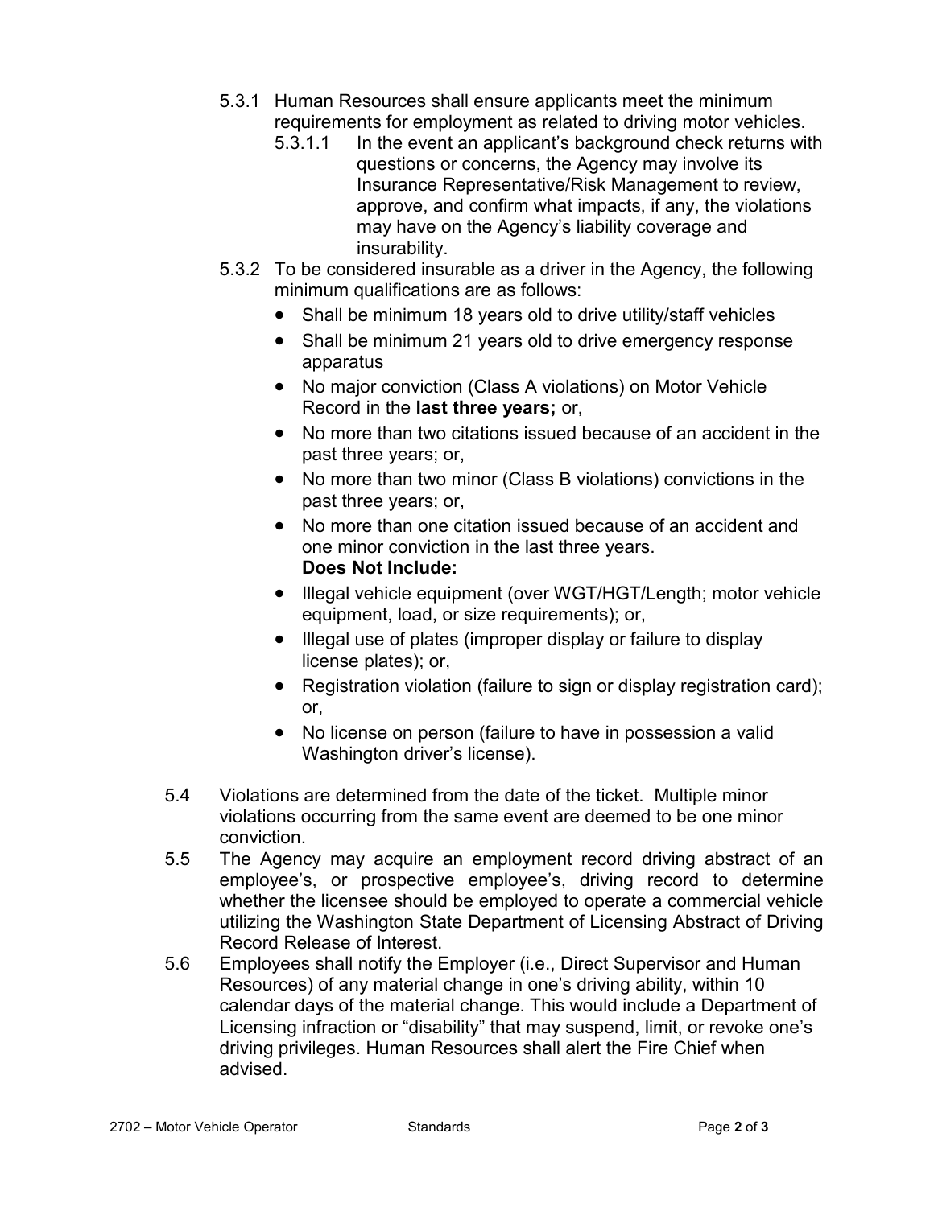5.3.1 Human Resources shall ensure applicants meet the minimum requirements for employment as related to driving motor vehicles.

5.3.1.1 In the event an applicant's background check returns with questions or concerns, the Agency may involve its Insurance Representative/Risk Management to review, approve, and confirm what impacts, if any, the violations may have on the Agency's liability coverage and insurability.

5.3.2 To be considered insurable as a driver in the Agency, the following minimum qualifications are as follows:

- Shall be minimum 18 years old to drive utility/staff vehicles
- Shall be minimum 21 years old to drive emergency response apparatus
- No major conviction (Class A violations) on Motor Vehicle Record in the **last three years;** or,
- No more than two citations issued because of an accident in the past three years; or,
- No more than two minor (Class B violations) convictions in the past three years; or,
- No more than one citation issued because of an accident and one minor conviction in the last three years.

**Does Not Include:**

- Illegal vehicle equipment (over WGT/HGT/Length; motor vehicle equipment, load, or size requirements); or,
- Illegal use of plates (improper display or failure to display license plates); or,
- Registration violation (failure to sign or display registration card); or,
- No license on person (failure to have in possession a valid Washington driver's license).

5.4 Violations are determined from the date of the ticket. Multiple minor violations occurring from the same event are deemed to be one minor conviction.

5.5 The Agency may acquire an employment record driving abstract of an employee's, or prospective employee's, driving record to determine whether the licensee should be employed to operate a commercial vehicle utilizing the Washington State Department of Licensing Abstract of Driving Record Release of Interest.

5.6 Employees shall notify the Employer (i.e., Direct Supervisor and Human Resources) of any material change in one's driving ability, within 10 calendar days of the material change. This would include a Department of Licensing infraction or "disability" that may suspend, limit, or revoke one's driving privileges. Human Resources shall alert the Fire Chief when advised.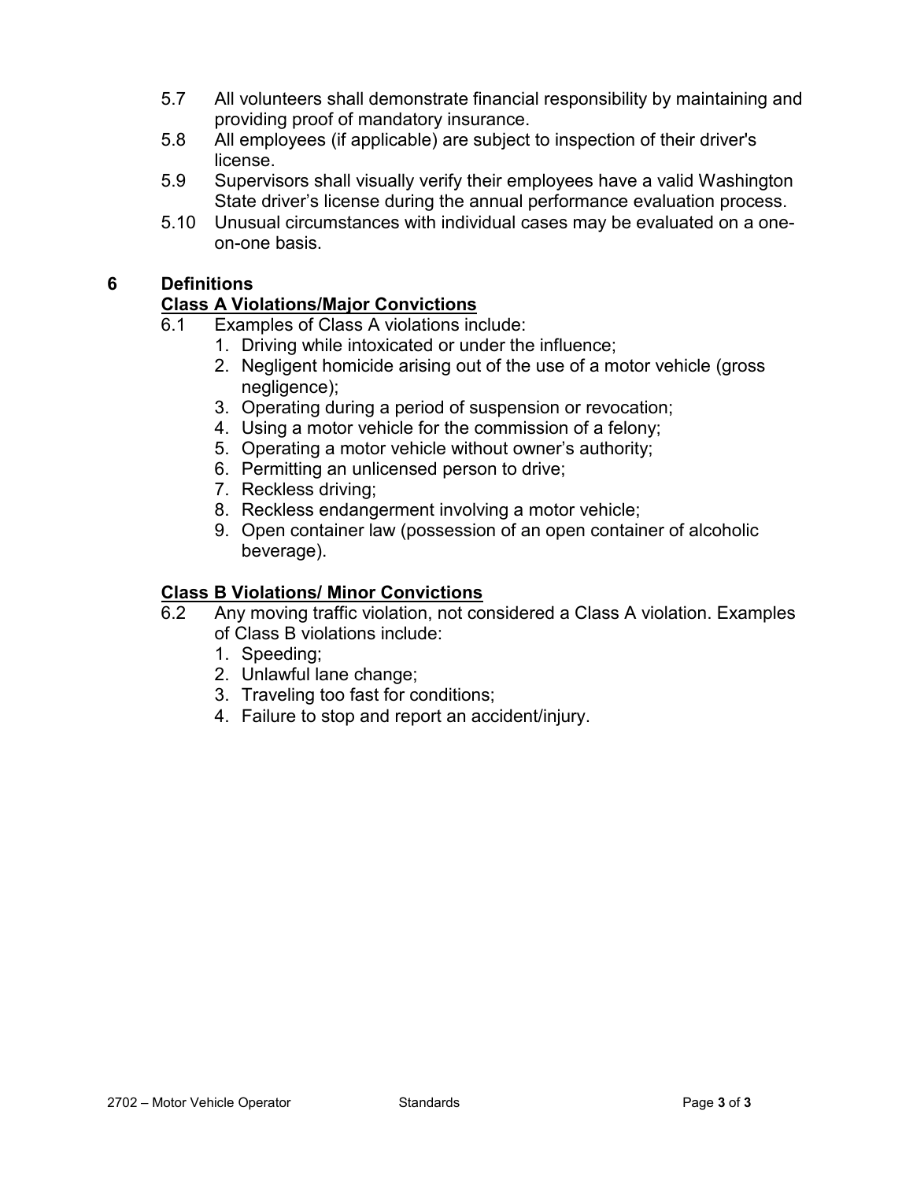5.7 All volunteers shall demonstrate financial responsibility by maintaining and providing proof of mandatory insurance.

5.8 All employees (if applicable) are subject to inspection of their driver's license.

5.9 Supervisors shall visually verify their employees have a valid Washington State driver's license during the annual performance evaluation process.

5.10 Unusual circumstances with individual cases may be evaluated on a one-on-one basis.

## 6 Definitions

**Class A Violations/Major Convictions**

6.1 Examples of Class A violations include:

1. Driving while intoxicated or under the influence;
2. Negligent homicide arising out of the use of a motor vehicle (gross negligence);
3. Operating during a period of suspension or revocation;
4. Using a motor vehicle for the commission of a felony;
5. Operating a motor vehicle without owner's authority;
6. Permitting an unlicensed person to drive;
7. Reckless driving;
8. Reckless endangerment involving a motor vehicle;
9. Open container law (possession of an open container of alcoholic beverage).

**Class B Violations/ Minor Convictions**

6.2 Any moving traffic violation, not considered a Class A violation. Examples of Class B violations include:

1. Speeding;
2. Unlawful lane change;
3. Traveling too fast for conditions;
4. Failure to stop and report an accident/injury.